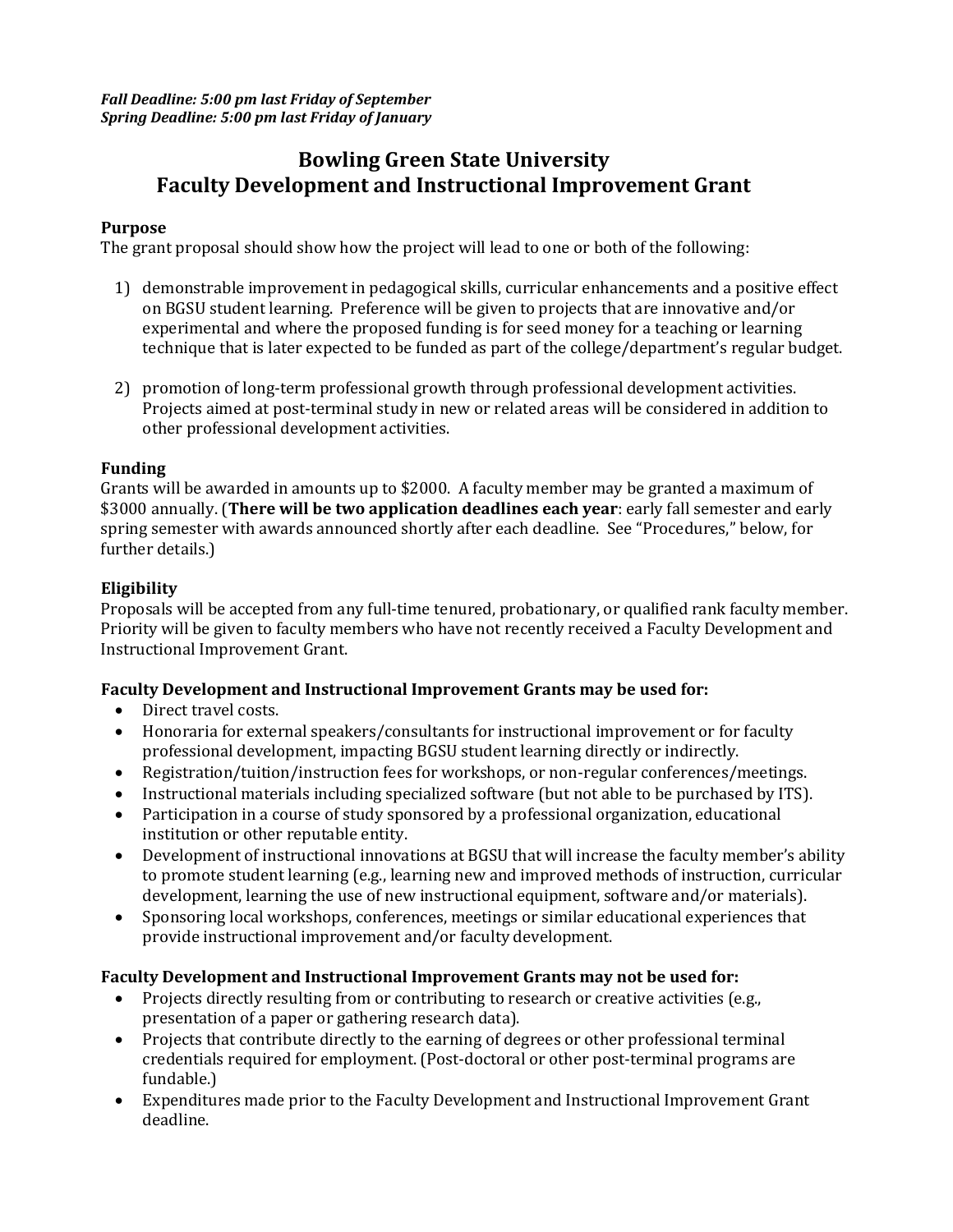***Fall Deadline: 5:00 pm last Friday of September***
***Spring Deadline: 5:00 pm last Friday of January***

# Bowling Green State University
# Faculty Development and Instructional Improvement Grant

### Purpose

The grant proposal should show how the project will lead to one or both of the following:

1) demonstrable improvement in pedagogical skills, curricular enhancements and a positive effect on BGSU student learning. Preference will be given to projects that are innovative and/or experimental and where the proposed funding is for seed money for a teaching or learning technique that is later expected to be funded as part of the college/department's regular budget.

2) promotion of long-term professional growth through professional development activities. Projects aimed at post-terminal study in new or related areas will be considered in addition to other professional development activities.

### Funding

Grants will be awarded in amounts up to $2000. A faculty member may be granted a maximum of $3000 annually. (**There will be two application deadlines each year**: early fall semester and early spring semester with awards announced shortly after each deadline. See "Procedures," below, for further details.)

### Eligibility

Proposals will be accepted from any full-time tenured, probationary, or qualified rank faculty member. Priority will be given to faculty members who have not recently received a Faculty Development and Instructional Improvement Grant.

### Faculty Development and Instructional Improvement Grants may be used for:

- Direct travel costs.
- Honoraria for external speakers/consultants for instructional improvement or for faculty professional development, impacting BGSU student learning directly or indirectly.
- Registration/tuition/instruction fees for workshops, or non-regular conferences/meetings.
- Instructional materials including specialized software (but not able to be purchased by ITS).
- Participation in a course of study sponsored by a professional organization, educational institution or other reputable entity.
- Development of instructional innovations at BGSU that will increase the faculty member's ability to promote student learning (e.g., learning new and improved methods of instruction, curricular development, learning the use of new instructional equipment, software and/or materials).
- Sponsoring local workshops, conferences, meetings or similar educational experiences that provide instructional improvement and/or faculty development.

### Faculty Development and Instructional Improvement Grants may not be used for:

- Projects directly resulting from or contributing to research or creative activities (e.g., presentation of a paper or gathering research data).
- Projects that contribute directly to the earning of degrees or other professional terminal credentials required for employment. (Post-doctoral or other post-terminal programs are fundable.)
- Expenditures made prior to the Faculty Development and Instructional Improvement Grant deadline.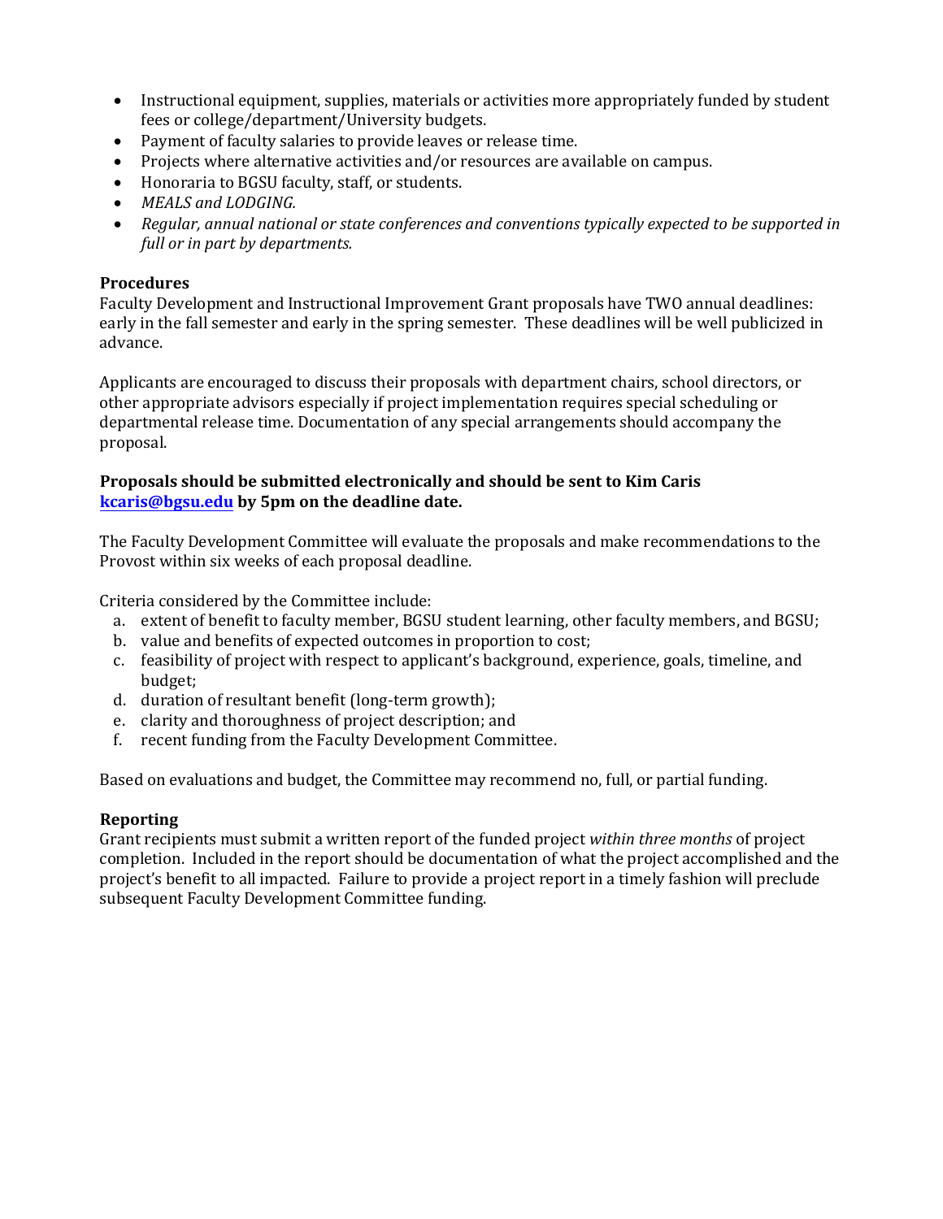- Instructional equipment, supplies, materials or activities more appropriately funded by student fees or college/department/University budgets.
- Payment of faculty salaries to provide leaves or release time.
- Projects where alternative activities and/or resources are available on campus.
- Honoraria to BGSU faculty, staff, or students.
- *MEALS and LODGING.*
- *Regular, annual national or state conferences and conventions typically expected to be supported in full or in part by departments.*

### Procedures

Faculty Development and Instructional Improvement Grant proposals have TWO annual deadlines: early in the fall semester and early in the spring semester. These deadlines will be well publicized in advance.

Applicants are encouraged to discuss their proposals with department chairs, school directors, or other appropriate advisors especially if project implementation requires special scheduling or departmental release time. Documentation of any special arrangements should accompany the proposal.

**Proposals should be submitted electronically and should be sent to Kim Caris [kcaris@bgsu.edu](mailto:kcaris@bgsu.edu) by 5pm on the deadline date.**

The Faculty Development Committee will evaluate the proposals and make recommendations to the Provost within six weeks of each proposal deadline.

Criteria considered by the Committee include:

a. extent of benefit to faculty member, BGSU student learning, other faculty members, and BGSU;
b. value and benefits of expected outcomes in proportion to cost;
c. feasibility of project with respect to applicant's background, experience, goals, timeline, and budget;
d. duration of resultant benefit (long-term growth);
e. clarity and thoroughness of project description; and
f. recent funding from the Faculty Development Committee.

Based on evaluations and budget, the Committee may recommend no, full, or partial funding.

### Reporting

Grant recipients must submit a written report of the funded project *within three months* of project completion. Included in the report should be documentation of what the project accomplished and the project's benefit to all impacted. Failure to provide a project report in a timely fashion will preclude subsequent Faculty Development Committee funding.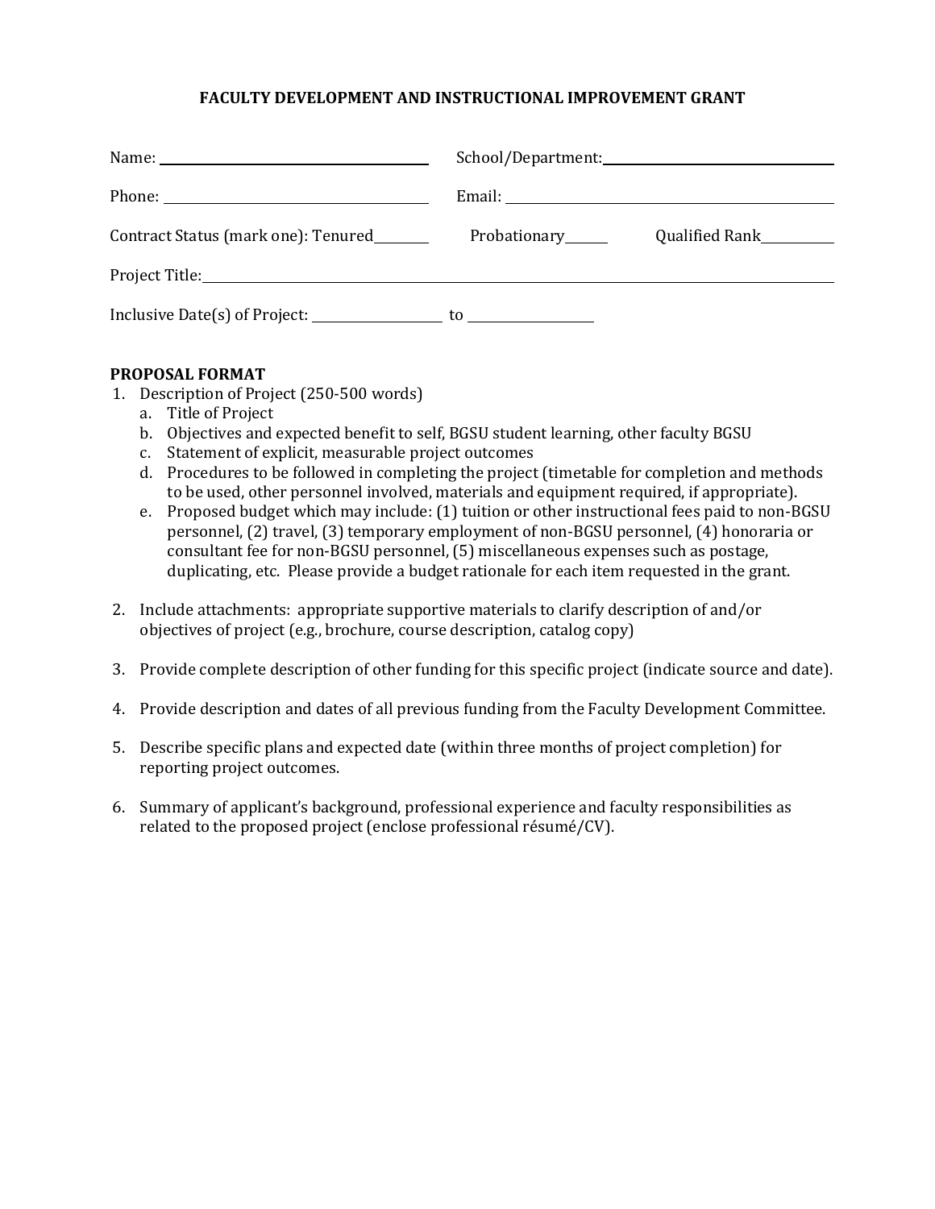**FACULTY DEVELOPMENT AND INSTRUCTIONAL IMPROVEMENT GRANT**

Name: \_\_\_\_\_\_\_\_\_\_\_\_\_\_\_\_\_\_\_\_\_\_\_\_\_\_\_\_\_\_ School/Department: \_\_\_\_\_\_\_\_\_\_\_\_\_\_\_\_\_\_\_\_\_\_\_\_\_\_\_\_\_\_

Phone: \_\_\_\_\_\_\_\_\_\_\_\_\_\_\_\_\_\_\_\_\_\_\_\_\_\_\_\_\_\_ Email: \_\_\_\_\_\_\_\_\_\_\_\_\_\_\_\_\_\_\_\_\_\_\_\_\_\_\_\_\_\_

Contract Status (mark one): Tenured\_\_\_\_\_\_\_ Probationary\_\_\_\_\_\_ Qualified Rank\_\_\_\_\_\_\_\_\_

Project Title: \_\_\_\_\_\_\_\_\_\_\_\_\_\_\_\_\_\_\_\_\_\_\_\_\_\_\_\_\_\_\_\_\_\_\_\_\_\_\_\_\_\_\_\_\_\_\_\_\_\_\_\_\_\_\_\_\_\_\_\_

Inclusive Date(s) of Project: \_\_\_\_\_\_\_\_\_\_\_\_\_\_\_\_ to \_\_\_\_\_\_\_\_\_\_\_\_\_\_\_\_

**PROPOSAL FORMAT**

1. Description of Project (250-500 words)
   a. Title of Project
   b. Objectives and expected benefit to self, BGSU student learning, other faculty BGSU
   c. Statement of explicit, measurable project outcomes
   d. Procedures to be followed in completing the project (timetable for completion and methods to be used, other personnel involved, materials and equipment required, if appropriate).
   e. Proposed budget which may include: (1) tuition or other instructional fees paid to non-BGSU personnel, (2) travel, (3) temporary employment of non-BGSU personnel, (4) honoraria or consultant fee for non-BGSU personnel, (5) miscellaneous expenses such as postage, duplicating, etc. Please provide a budget rationale for each item requested in the grant.

2. Include attachments: appropriate supportive materials to clarify description of and/or objectives of project (e.g., brochure, course description, catalog copy)

3. Provide complete description of other funding for this specific project (indicate source and date).

4. Provide description and dates of all previous funding from the Faculty Development Committee.

5. Describe specific plans and expected date (within three months of project completion) for reporting project outcomes.

6. Summary of applicant's background, professional experience and faculty responsibilities as related to the proposed project (enclose professional résumé/CV).